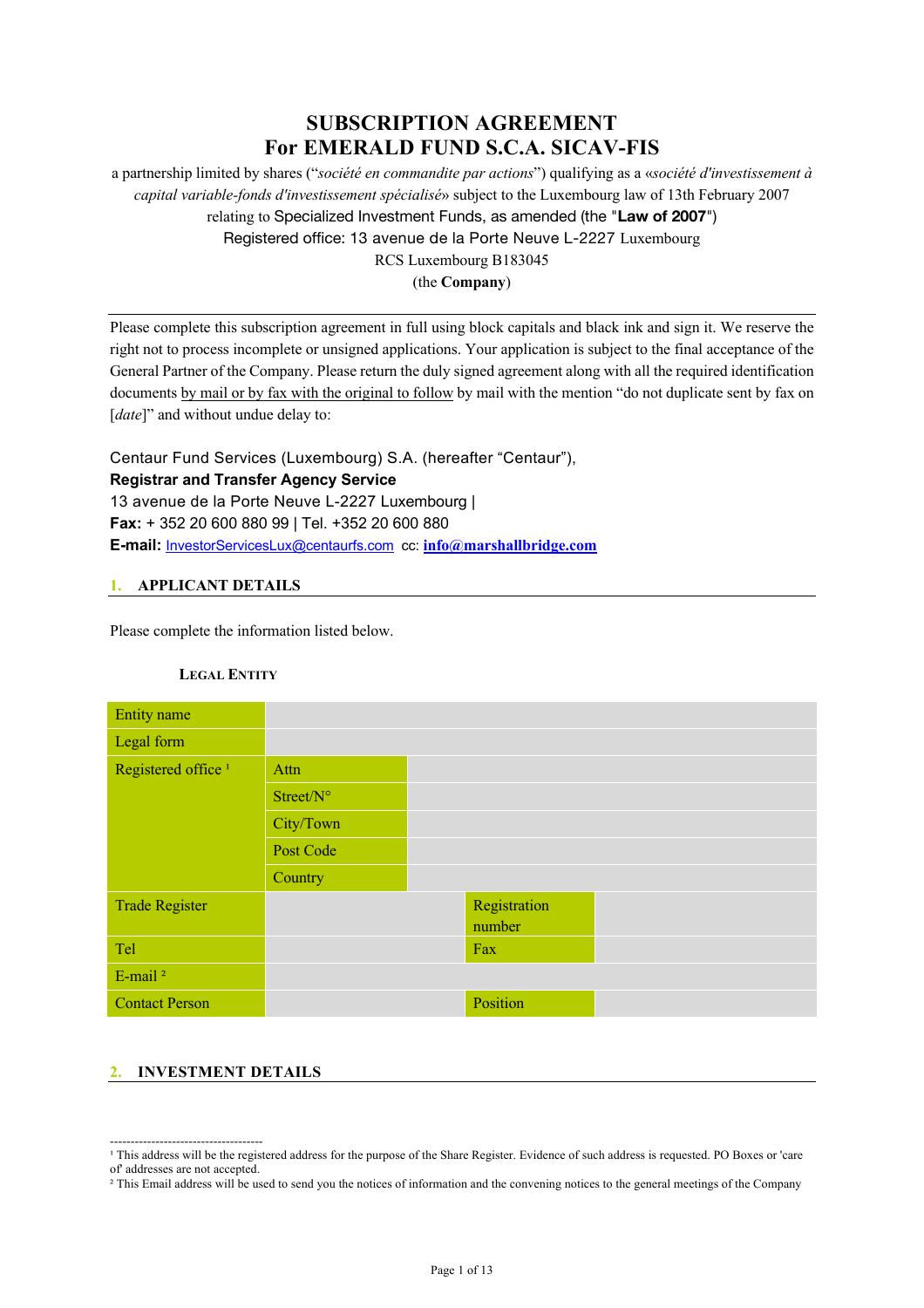# SUBSCRIPTION AGREEMENT
# For EMERALD FUND S.C.A. SICAV-FIS

a partnership limited by shares ("*société en commandite par actions*") qualifying as a «*société d'investissement à capital variable-fonds d'investissement spécialisé*» subject to the Luxembourg law of 13th February 2007 relating to Specialized Investment Funds, as amended (the "**Law of 2007**")
Registered office: 13 avenue de la Porte Neuve L-2227 Luxembourg
RCS Luxembourg B183045
(the **Company**)

---

Please complete this subscription agreement in full using block capitals and black ink and sign it. We reserve the right not to process incomplete or unsigned applications. Your application is subject to the final acceptance of the General Partner of the Company. Please return the duly signed agreement along with all the required identification documents by mail or by fax with the original to follow by mail with the mention "do not duplicate sent by fax on [*date*]" and without undue delay to:

Centaur Fund Services (Luxembourg) S.A. (hereafter "Centaur"),
**Registrar and Transfer Agency Service**
13 avenue de la Porte Neuve L-2227 Luxembourg |
**Fax:** + 352 20 600 880 99 | Tel. +352 20 600 880
**E-mail:** InvestorServicesLux@centaurfs.com cc: **info@marshallbridge.com**

## 1. APPLICANT DETAILS

Please complete the information listed below.

### LEGAL ENTITY

| | | | |
|---|---|---|---|
| Entity name | | | |
| Legal form | | | |
| Registered office [1] | Attn | | |
| | Street/N° | | |
| | City/Town | | |
| | Post Code | | |
| | Country | | |
| Trade Register | | Registration number | |
| Tel | | Fax | |
| E-mail [2] | | | |
| Contact Person | | Position | |

## 2. INVESTMENT DETAILS

---

[1] This address will be the registered address for the purpose of the Share Register. Evidence of such address is requested. PO Boxes or 'care of' addresses are not accepted.

[2] This Email address will be used to send you the notices of information and the convening notices to the general meetings of the Company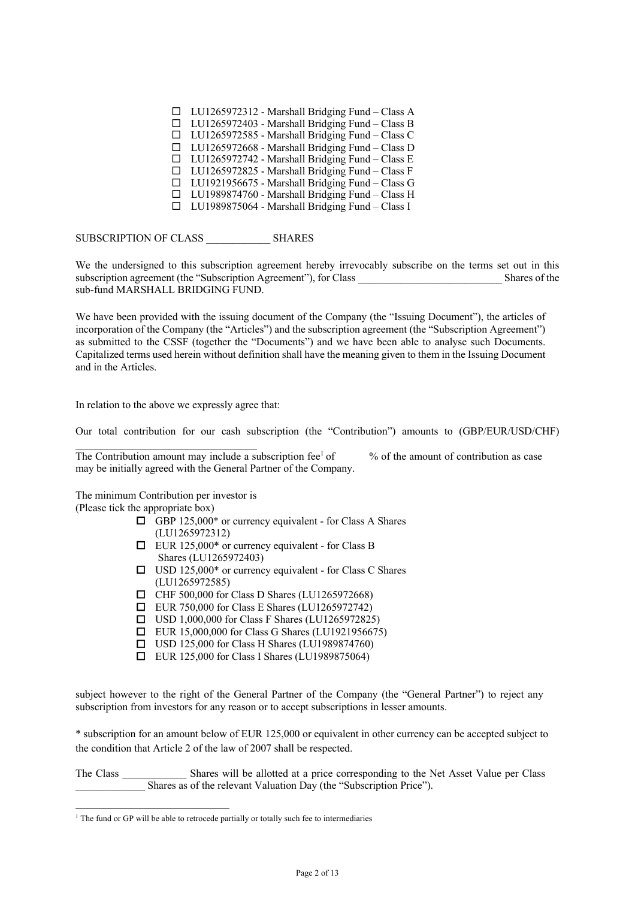- ☐ LU1265972312 - Marshall Bridging Fund – Class A
- ☐ LU1265972403 - Marshall Bridging Fund – Class B
- ☐ LU1265972585 - Marshall Bridging Fund – Class C
- ☐ LU1265972668 - Marshall Bridging Fund – Class D
- ☐ LU1265972742 - Marshall Bridging Fund – Class E
- ☐ LU1265972825 - Marshall Bridging Fund – Class F
- ☐ LU1921956675 - Marshall Bridging Fund – Class G
- ☐ LU1989874760 - Marshall Bridging Fund – Class H
- ☐ LU1989875064 - Marshall Bridging Fund – Class I

SUBSCRIPTION OF CLASS ____________ SHARES

We the undersigned to this subscription agreement hereby irrevocably subscribe on the terms set out in this subscription agreement (the "Subscription Agreement"), for Class ___________________________ Shares of the sub-fund MARSHALL BRIDGING FUND.

We have been provided with the issuing document of the Company (the "Issuing Document"), the articles of incorporation of the Company (the "Articles") and the subscription agreement (the "Subscription Agreement") as submitted to the CSSF (together the "Documents") and we have been able to analyse such Documents. Capitalized terms used herein without definition shall have the meaning given to them in the Issuing Document and in the Articles.

In relation to the above we expressly agree that:

Our total contribution for our cash subscription (the "Contribution") amounts to (GBP/EUR/USD/CHF) ___________________________________

The Contribution amount may include a subscription fee[1] of % of the amount of contribution as case may be initially agreed with the General Partner of the Company.

The minimum Contribution per investor is
(Please tick the appropriate box)

- ☐ GBP 125,000* or currency equivalent - for Class A Shares (LU1265972312)
- ☐ EUR 125,000* or currency equivalent - for Class B Shares (LU1265972403)
- ☐ USD 125,000* or currency equivalent - for Class C Shares (LU1265972585)
- ☐ CHF 500,000 for Class D Shares (LU1265972668)
- ☐ EUR 750,000 for Class E Shares (LU1265972742)
- ☐ USD 1,000,000 for Class F Shares (LU1265972825)
- ☐ EUR 15,000,000 for Class G Shares (LU1921956675)
- ☐ USD 125,000 for Class H Shares (LU1989874760)
- ☐ EUR 125,000 for Class I Shares (LU1989875064)

subject however to the right of the General Partner of the Company (the "General Partner") to reject any subscription from investors for any reason or to accept subscriptions in lesser amounts.

* subscription for an amount below of EUR 125,000 or equivalent in other currency can be accepted subject to the condition that Article 2 of the law of 2007 shall be respected.

The Class ____________ Shares will be allotted at a price corresponding to the Net Asset Value per Class _____________ Shares as of the relevant Valuation Day (the "Subscription Price").

[1] The fund or GP will be able to retrocede partially or totally such fee to intermediaries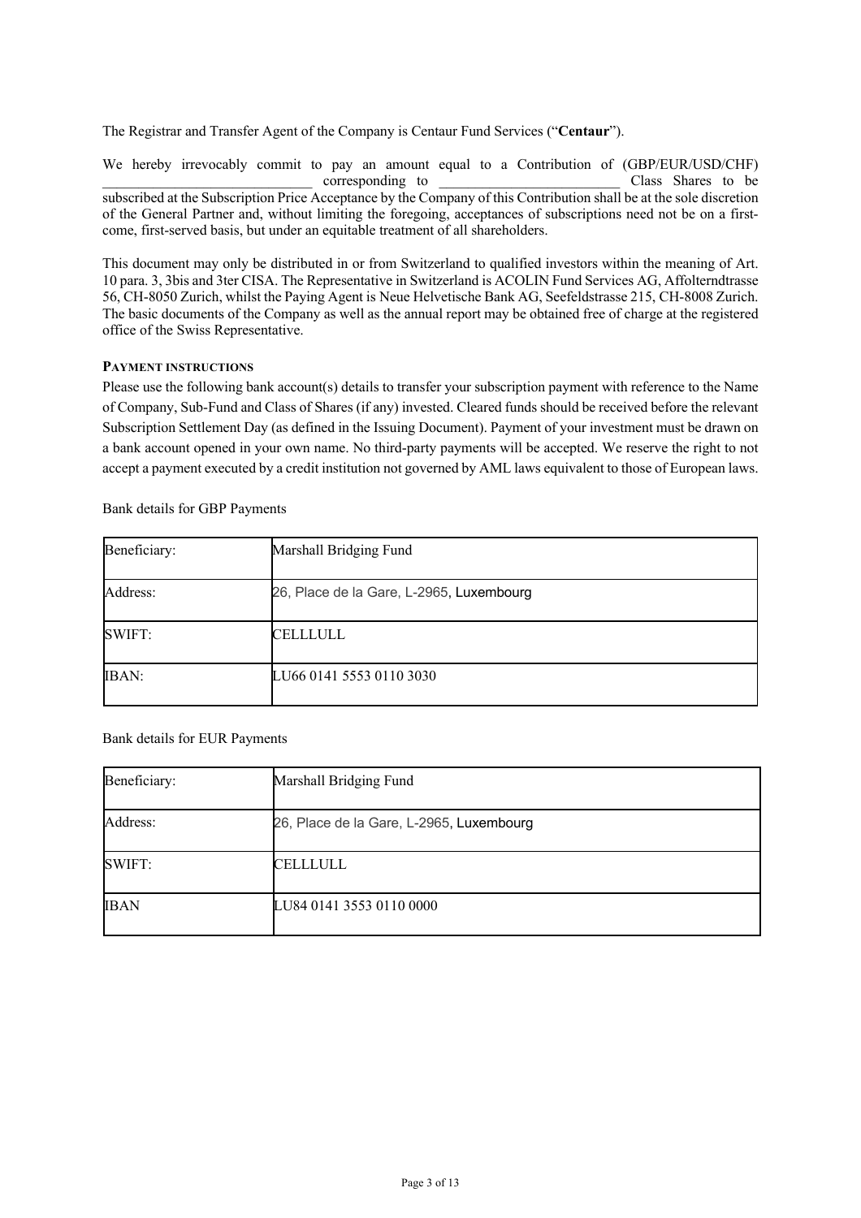The Registrar and Transfer Agent of the Company is Centaur Fund Services ("**Centaur**").

We hereby irrevocably commit to pay an amount equal to a Contribution of (GBP/EUR/USD/CHF) ______________________________ corresponding to __________________________ Class Shares to be subscribed at the Subscription Price Acceptance by the Company of this Contribution shall be at the sole discretion of the General Partner and, without limiting the foregoing, acceptances of subscriptions need not be on a first-come, first-served basis, but under an equitable treatment of all shareholders.

This document may only be distributed in or from Switzerland to qualified investors within the meaning of Art. 10 para. 3, 3bis and 3ter CISA. The Representative in Switzerland is ACOLIN Fund Services AG, Affolterndtrasse 56, CH-8050 Zurich, whilst the Paying Agent is Neue Helvetische Bank AG, Seefeldstrasse 215, CH-8008 Zurich. The basic documents of the Company as well as the annual report may be obtained free of charge at the registered office of the Swiss Representative.

**PAYMENT INSTRUCTIONS**

Please use the following bank account(s) details to transfer your subscription payment with reference to the Name of Company, Sub-Fund and Class of Shares (if any) invested. Cleared funds should be received before the relevant Subscription Settlement Day (as defined in the Issuing Document). Payment of your investment must be drawn on a bank account opened in your own name. No third-party payments will be accepted. We reserve the right to not accept a payment executed by a credit institution not governed by AML laws equivalent to those of European laws.

Bank details for GBP Payments

| Beneficiary: | Marshall Bridging Fund |
|---|---|
| Address: | 26, Place de la Gare, L-2965, Luxembourg |
| SWIFT: | CELLLULL |
| IBAN: | LU66 0141 5553 0110 3030 |

Bank details for EUR Payments

| Beneficiary: | Marshall Bridging Fund |
|---|---|
| Address: | 26, Place de la Gare, L-2965, Luxembourg |
| SWIFT: | CELLLULL |
| IBAN | LU84 0141 3553 0110 0000 |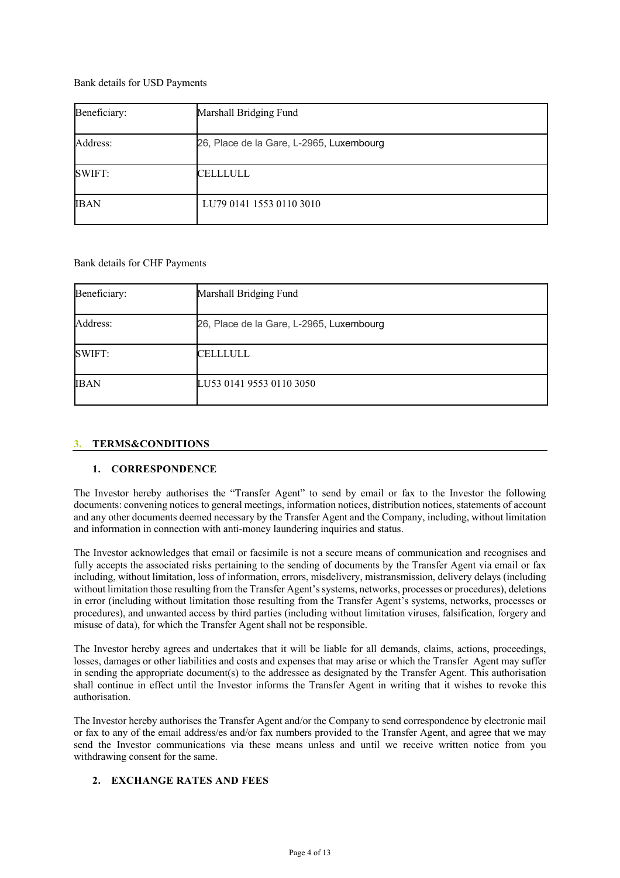Bank details for USD Payments

| Beneficiary: | Marshall Bridging Fund |
|---|---|
| Address: | 26, Place de la Gare, L-2965, Luxembourg |
| SWIFT: | CELLLULL |
| IBAN | LU79 0141 1553 0110 3010 |

Bank details for CHF Payments

| Beneficiary: | Marshall Bridging Fund |
|---|---|
| Address: | 26, Place de la Gare, L-2965, Luxembourg |
| SWIFT: | CELLLULL |
| IBAN | LU53 0141 9553 0110 3050 |

## 3. TERMS&CONDITIONS

### 1. CORRESPONDENCE

The Investor hereby authorises the "Transfer Agent" to send by email or fax to the Investor the following documents: convening notices to general meetings, information notices, distribution notices, statements of account and any other documents deemed necessary by the Transfer Agent and the Company, including, without limitation and information in connection with anti-money laundering inquiries and status.

The Investor acknowledges that email or facsimile is not a secure means of communication and recognises and fully accepts the associated risks pertaining to the sending of documents by the Transfer Agent via email or fax including, without limitation, loss of information, errors, misdelivery, mistransmission, delivery delays (including without limitation those resulting from the Transfer Agent's systems, networks, processes or procedures), deletions in error (including without limitation those resulting from the Transfer Agent's systems, networks, processes or procedures), and unwanted access by third parties (including without limitation viruses, falsification, forgery and misuse of data), for which the Transfer Agent shall not be responsible.

The Investor hereby agrees and undertakes that it will be liable for all demands, claims, actions, proceedings, losses, damages or other liabilities and costs and expenses that may arise or which the Transfer Agent may suffer in sending the appropriate document(s) to the addressee as designated by the Transfer Agent. This authorisation shall continue in effect until the Investor informs the Transfer Agent in writing that it wishes to revoke this authorisation.

The Investor hereby authorises the Transfer Agent and/or the Company to send correspondence by electronic mail or fax to any of the email address/es and/or fax numbers provided to the Transfer Agent, and agree that we may send the Investor communications via these means unless and until we receive written notice from you withdrawing consent for the same.

### 2. EXCHANGE RATES AND FEES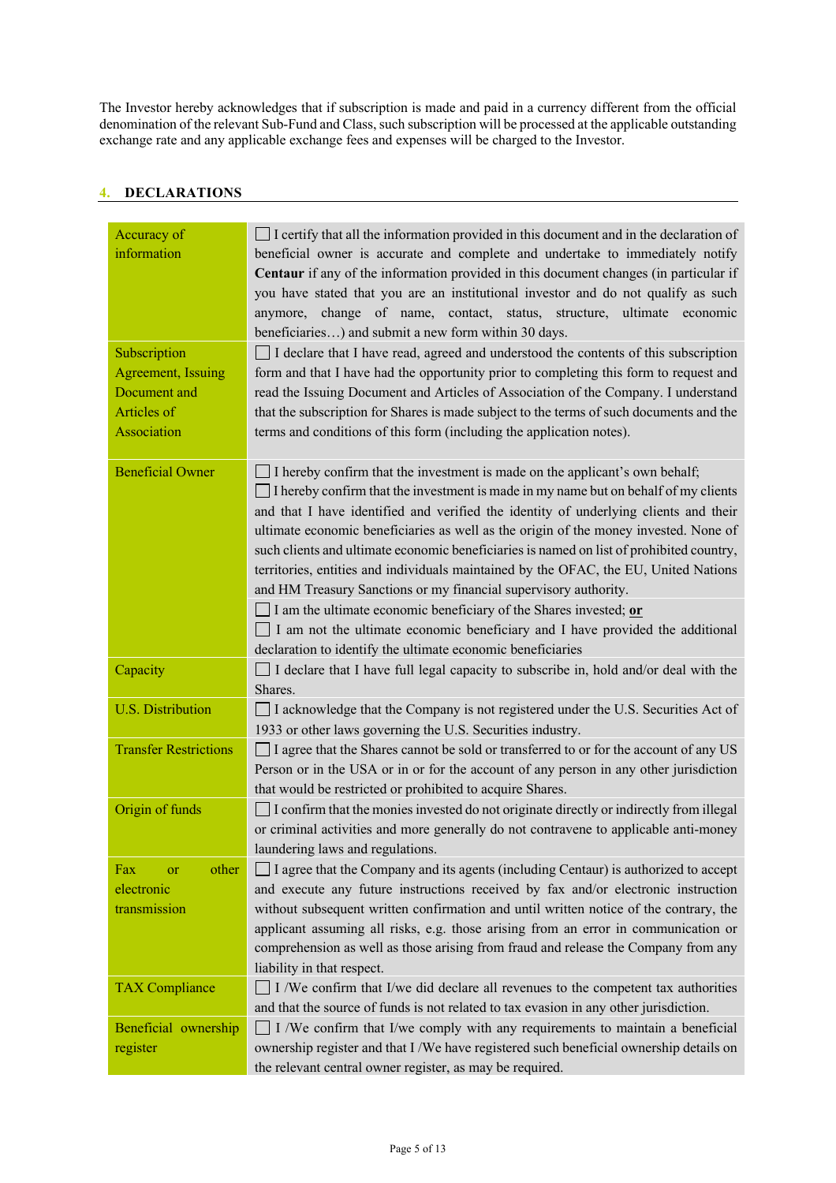The Investor hereby acknowledges that if subscription is made and paid in a currency different from the official denomination of the relevant Sub-Fund and Class, such subscription will be processed at the applicable outstanding exchange rate and any applicable exchange fees and expenses will be charged to the Investor.

## 4. DECLARATIONS

| | |
|---|---|
| Accuracy of information | ☐ I certify that all the information provided in this document and in the declaration of beneficial owner is accurate and complete and undertake to immediately notify **Centaur** if any of the information provided in this document changes (in particular if you have stated that you are an institutional investor and do not qualify as such anymore, change of name, contact, status, structure, ultimate economic beneficiaries…) and submit a new form within 30 days. |
| Subscription Agreement, Issuing Document and Articles of Association | ☐ I declare that I have read, agreed and understood the contents of this subscription form and that I have had the opportunity prior to completing this form to request and read the Issuing Document and Articles of Association of the Company. I understand that the subscription for Shares is made subject to the terms of such documents and the terms and conditions of this form (including the application notes). |
| Beneficial Owner | ☐ I hereby confirm that the investment is made on the applicant's own behalf;<br>☐ I hereby confirm that the investment is made in my name but on behalf of my clients and that I have identified and verified the identity of underlying clients and their ultimate economic beneficiaries as well as the origin of the money invested. None of such clients and ultimate economic beneficiaries is named on list of prohibited country, territories, entities and individuals maintained by the OFAC, the EU, United Nations and HM Treasury Sanctions or my financial supervisory authority.<br>☐ I am the ultimate economic beneficiary of the Shares invested; **or**<br>☐ I am not the ultimate economic beneficiary and I have provided the additional declaration to identify the ultimate economic beneficiaries |
| Capacity | ☐ I declare that I have full legal capacity to subscribe in, hold and/or deal with the Shares. |
| U.S. Distribution | ☐ I acknowledge that the Company is not registered under the U.S. Securities Act of 1933 or other laws governing the U.S. Securities industry. |
| Transfer Restrictions | ☐ I agree that the Shares cannot be sold or transferred to or for the account of any US Person or in the USA or in or for the account of any person in any other jurisdiction that would be restricted or prohibited to acquire Shares. |
| Origin of funds | ☐ I confirm that the monies invested do not originate directly or indirectly from illegal or criminal activities and more generally do not contravene to applicable anti-money laundering laws and regulations. |
| Fax or other electronic transmission | ☐ I agree that the Company and its agents (including Centaur) is authorized to accept and execute any future instructions received by fax and/or electronic instruction without subsequent written confirmation and until written notice of the contrary, the applicant assuming all risks, e.g. those arising from an error in communication or comprehension as well as those arising from fraud and release the Company from any liability in that respect. |
| TAX Compliance | ☐ I /We confirm that I/we did declare all revenues to the competent tax authorities and that the source of funds is not related to tax evasion in any other jurisdiction. |
| Beneficial ownership register | ☐ I /We confirm that I/we comply with any requirements to maintain a beneficial ownership register and that I /We have registered such beneficial ownership details on the relevant central owner register, as may be required. |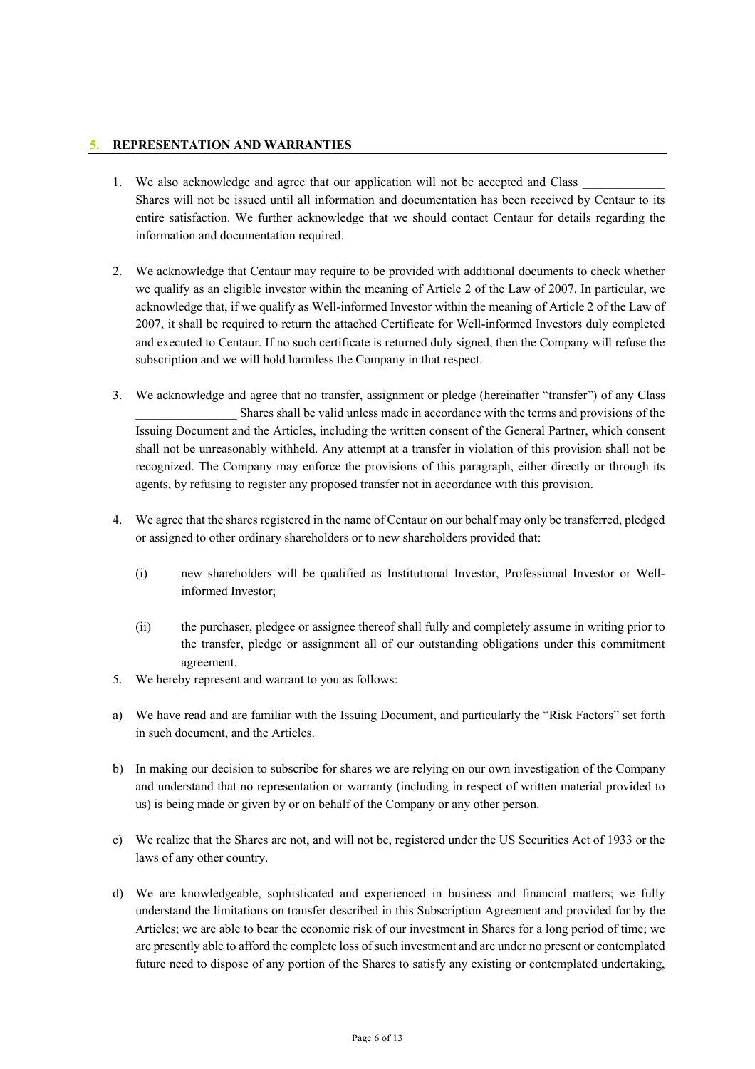## 5. REPRESENTATION AND WARRANTIES

1. We also acknowledge and agree that our application will not be accepted and Class _____________ Shares will not be issued until all information and documentation has been received by Centaur to its entire satisfaction. We further acknowledge that we should contact Centaur for details regarding the information and documentation required.

2. We acknowledge that Centaur may require to be provided with additional documents to check whether we qualify as an eligible investor within the meaning of Article 2 of the Law of 2007. In particular, we acknowledge that, if we qualify as Well-informed Investor within the meaning of Article 2 of the Law of 2007, it shall be required to return the attached Certificate for Well-informed Investors duly completed and executed to Centaur. If no such certificate is returned duly signed, then the Company will refuse the subscription and we will hold harmless the Company in that respect.

3. We acknowledge and agree that no transfer, assignment or pledge (hereinafter "transfer") of any Class ________________ Shares shall be valid unless made in accordance with the terms and provisions of the Issuing Document and the Articles, including the written consent of the General Partner, which consent shall not be unreasonably withheld. Any attempt at a transfer in violation of this provision shall not be recognized. The Company may enforce the provisions of this paragraph, either directly or through its agents, by refusing to register any proposed transfer not in accordance with this provision.

4. We agree that the shares registered in the name of Centaur on our behalf may only be transferred, pledged or assigned to other ordinary shareholders or to new shareholders provided that:

   (i) new shareholders will be qualified as Institutional Investor, Professional Investor or Well-informed Investor;

   (ii) the purchaser, pledgee or assignee thereof shall fully and completely assume in writing prior to the transfer, pledge or assignment all of our outstanding obligations under this commitment agreement.

5. We hereby represent and warrant to you as follows:

a) We have read and are familiar with the Issuing Document, and particularly the "Risk Factors" set forth in such document, and the Articles.

b) In making our decision to subscribe for shares we are relying on our own investigation of the Company and understand that no representation or warranty (including in respect of written material provided to us) is being made or given by or on behalf of the Company or any other person.

c) We realize that the Shares are not, and will not be, registered under the US Securities Act of 1933 or the laws of any other country.

d) We are knowledgeable, sophisticated and experienced in business and financial matters; we fully understand the limitations on transfer described in this Subscription Agreement and provided for by the Articles; we are able to bear the economic risk of our investment in Shares for a long period of time; we are presently able to afford the complete loss of such investment and are under no present or contemplated future need to dispose of any portion of the Shares to satisfy any existing or contemplated undertaking,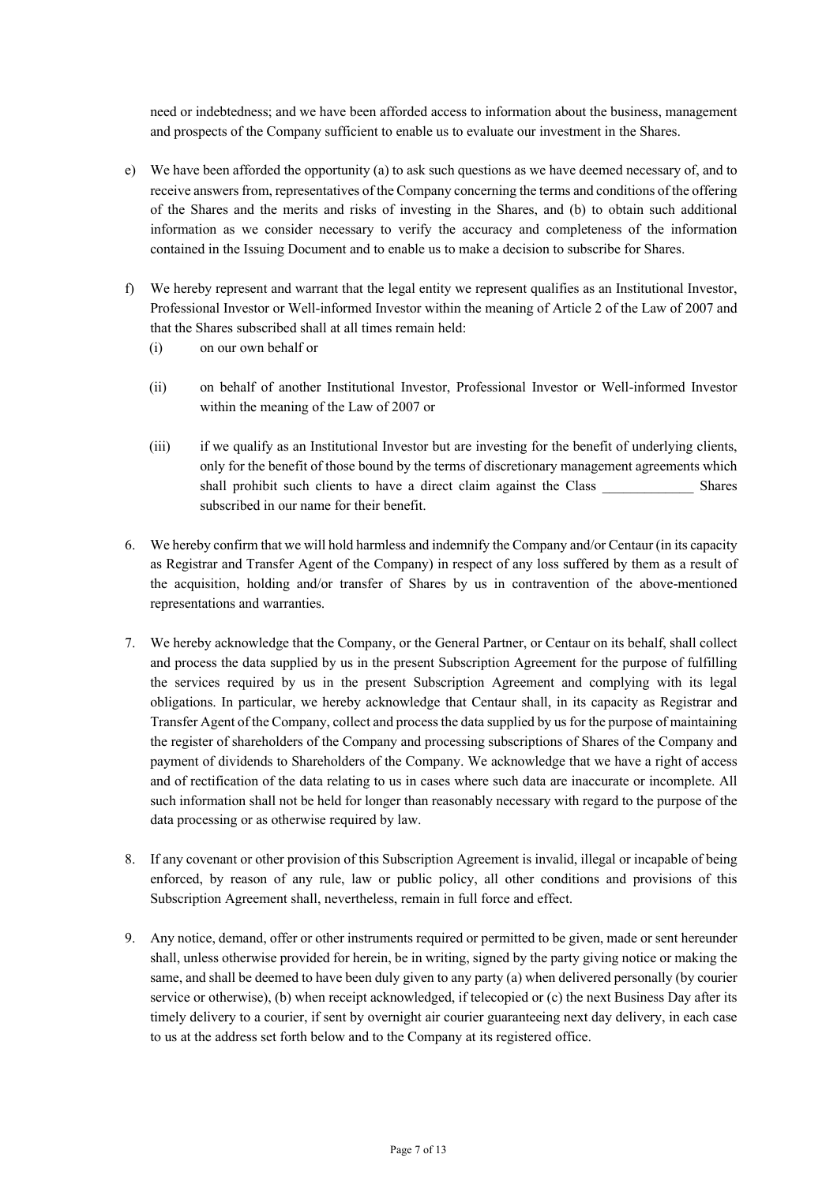need or indebtedness; and we have been afforded access to information about the business, management and prospects of the Company sufficient to enable us to evaluate our investment in the Shares.

e) We have been afforded the opportunity (a) to ask such questions as we have deemed necessary of, and to receive answers from, representatives of the Company concerning the terms and conditions of the offering of the Shares and the merits and risks of investing in the Shares, and (b) to obtain such additional information as we consider necessary to verify the accuracy and completeness of the information contained in the Issuing Document and to enable us to make a decision to subscribe for Shares.

f) We hereby represent and warrant that the legal entity we represent qualifies as an Institutional Investor, Professional Investor or Well-informed Investor within the meaning of Article 2 of the Law of 2007 and that the Shares subscribed shall at all times remain held:

   (i) on our own behalf or

   (ii) on behalf of another Institutional Investor, Professional Investor or Well-informed Investor within the meaning of the Law of 2007 or

   (iii) if we qualify as an Institutional Investor but are investing for the benefit of underlying clients, only for the benefit of those bound by the terms of discretionary management agreements which shall prohibit such clients to have a direct claim against the Class _____________ Shares subscribed in our name for their benefit.

6. We hereby confirm that we will hold harmless and indemnify the Company and/or Centaur (in its capacity as Registrar and Transfer Agent of the Company) in respect of any loss suffered by them as a result of the acquisition, holding and/or transfer of Shares by us in contravention of the above-mentioned representations and warranties.

7. We hereby acknowledge that the Company, or the General Partner, or Centaur on its behalf, shall collect and process the data supplied by us in the present Subscription Agreement for the purpose of fulfilling the services required by us in the present Subscription Agreement and complying with its legal obligations. In particular, we hereby acknowledge that Centaur shall, in its capacity as Registrar and Transfer Agent of the Company, collect and process the data supplied by us for the purpose of maintaining the register of shareholders of the Company and processing subscriptions of Shares of the Company and payment of dividends to Shareholders of the Company. We acknowledge that we have a right of access and of rectification of the data relating to us in cases where such data are inaccurate or incomplete. All such information shall not be held for longer than reasonably necessary with regard to the purpose of the data processing or as otherwise required by law.

8. If any covenant or other provision of this Subscription Agreement is invalid, illegal or incapable of being enforced, by reason of any rule, law or public policy, all other conditions and provisions of this Subscription Agreement shall, nevertheless, remain in full force and effect.

9. Any notice, demand, offer or other instruments required or permitted to be given, made or sent hereunder shall, unless otherwise provided for herein, be in writing, signed by the party giving notice or making the same, and shall be deemed to have been duly given to any party (a) when delivered personally (by courier service or otherwise), (b) when receipt acknowledged, if telecopied or (c) the next Business Day after its timely delivery to a courier, if sent by overnight air courier guaranteeing next day delivery, in each case to us at the address set forth below and to the Company at its registered office.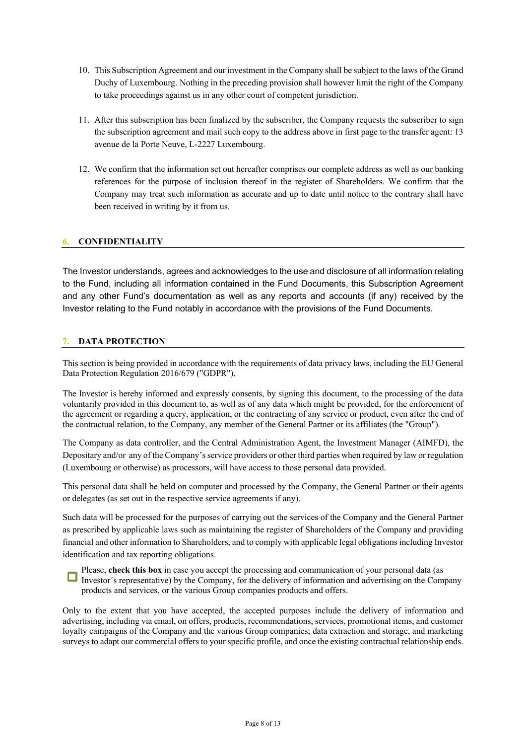10. This Subscription Agreement and our investment in the Company shall be subject to the laws of the Grand Duchy of Luxembourg. Nothing in the preceding provision shall however limit the right of the Company to take proceedings against us in any other court of competent jurisdiction.

11. After this subscription has been finalized by the subscriber, the Company requests the subscriber to sign the subscription agreement and mail such copy to the address above in first page to the transfer agent: 13 avenue de la Porte Neuve, L-2227 Luxembourg.

12. We confirm that the information set out hereafter comprises our complete address as well as our banking references for the purpose of inclusion thereof in the register of Shareholders. We confirm that the Company may treat such information as accurate and up to date until notice to the contrary shall have been received in writing by it from us.

## 6. CONFIDENTIALITY

The Investor understands, agrees and acknowledges to the use and disclosure of all information relating to the Fund, including all information contained in the Fund Documents, this Subscription Agreement and any other Fund's documentation as well as any reports and accounts (if any) received by the Investor relating to the Fund notably in accordance with the provisions of the Fund Documents.

## 7. DATA PROTECTION

This section is being provided in accordance with the requirements of data privacy laws, including the EU General Data Protection Regulation 2016/679 ("GDPR"),

The Investor is hereby informed and expressly consents, by signing this document, to the processing of the data voluntarily provided in this document to, as well as of any data which might be provided, for the enforcement of the agreement or regarding a query, application, or the contracting of any service or product, even after the end of the contractual relation, to the Company, any member of the General Partner or its affiliates (the "Group").

The Company as data controller, and the Central Administration Agent, the Investment Manager (AIMFD), the Depositary and/or any of the Company's service providers or other third parties when required by law or regulation (Luxembourg or otherwise) as processors, will have access to those personal data provided.

This personal data shall be held on computer and processed by the Company, the General Partner or their agents or delegates (as set out in the respective service agreements if any).

Such data will be processed for the purposes of carrying out the services of the Company and the General Partner as prescribed by applicable laws such as maintaining the register of Shareholders of the Company and providing financial and other information to Shareholders, and to comply with applicable legal obligations including Investor identification and tax reporting obligations.

☐ Please, **check this box** in case you accept the processing and communication of your personal data (as Investor´s representative) by the Company, for the delivery of information and advertising on the Company products and services, or the various Group companies products and offers.

Only to the extent that you have accepted, the accepted purposes include the delivery of information and advertising, including via email, on offers, products, recommendations, services, promotional items, and customer loyalty campaigns of the Company and the various Group companies; data extraction and storage, and marketing surveys to adapt our commercial offers to your specific profile, and once the existing contractual relationship ends.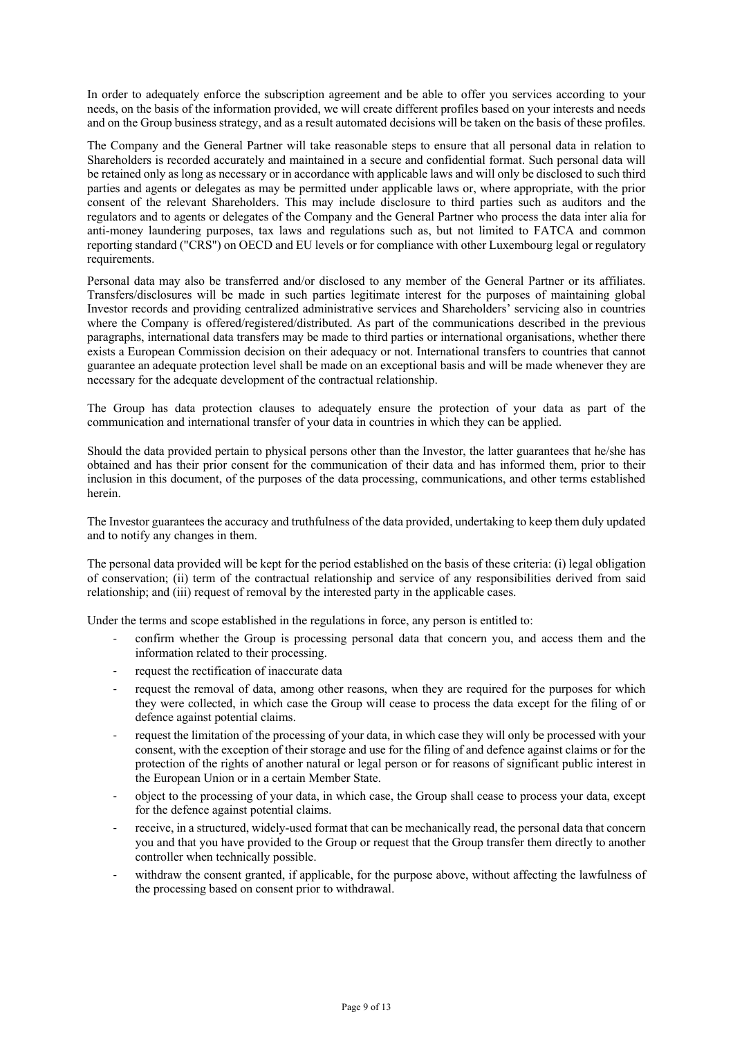In order to adequately enforce the subscription agreement and be able to offer you services according to your needs, on the basis of the information provided, we will create different profiles based on your interests and needs and on the Group business strategy, and as a result automated decisions will be taken on the basis of these profiles.

The Company and the General Partner will take reasonable steps to ensure that all personal data in relation to Shareholders is recorded accurately and maintained in a secure and confidential format. Such personal data will be retained only as long as necessary or in accordance with applicable laws and will only be disclosed to such third parties and agents or delegates as may be permitted under applicable laws or, where appropriate, with the prior consent of the relevant Shareholders. This may include disclosure to third parties such as auditors and the regulators and to agents or delegates of the Company and the General Partner who process the data inter alia for anti-money laundering purposes, tax laws and regulations such as, but not limited to FATCA and common reporting standard ("CRS") on OECD and EU levels or for compliance with other Luxembourg legal or regulatory requirements.

Personal data may also be transferred and/or disclosed to any member of the General Partner or its affiliates. Transfers/disclosures will be made in such parties legitimate interest for the purposes of maintaining global Investor records and providing centralized administrative services and Shareholders' servicing also in countries where the Company is offered/registered/distributed. As part of the communications described in the previous paragraphs, international data transfers may be made to third parties or international organisations, whether there exists a European Commission decision on their adequacy or not. International transfers to countries that cannot guarantee an adequate protection level shall be made on an exceptional basis and will be made whenever they are necessary for the adequate development of the contractual relationship.

The Group has data protection clauses to adequately ensure the protection of your data as part of the communication and international transfer of your data in countries in which they can be applied.

Should the data provided pertain to physical persons other than the Investor, the latter guarantees that he/she has obtained and has their prior consent for the communication of their data and has informed them, prior to their inclusion in this document, of the purposes of the data processing, communications, and other terms established herein.

The Investor guarantees the accuracy and truthfulness of the data provided, undertaking to keep them duly updated and to notify any changes in them.

The personal data provided will be kept for the period established on the basis of these criteria: (i) legal obligation of conservation; (ii) term of the contractual relationship and service of any responsibilities derived from said relationship; and (iii) request of removal by the interested party in the applicable cases.

Under the terms and scope established in the regulations in force, any person is entitled to:

- confirm whether the Group is processing personal data that concern you, and access them and the information related to their processing.
- request the rectification of inaccurate data
- request the removal of data, among other reasons, when they are required for the purposes for which they were collected, in which case the Group will cease to process the data except for the filing of or defence against potential claims.
- request the limitation of the processing of your data, in which case they will only be processed with your consent, with the exception of their storage and use for the filing of and defence against claims or for the protection of the rights of another natural or legal person or for reasons of significant public interest in the European Union or in a certain Member State.
- object to the processing of your data, in which case, the Group shall cease to process your data, except for the defence against potential claims.
- receive, in a structured, widely-used format that can be mechanically read, the personal data that concern you and that you have provided to the Group or request that the Group transfer them directly to another controller when technically possible.
- withdraw the consent granted, if applicable, for the purpose above, without affecting the lawfulness of the processing based on consent prior to withdrawal.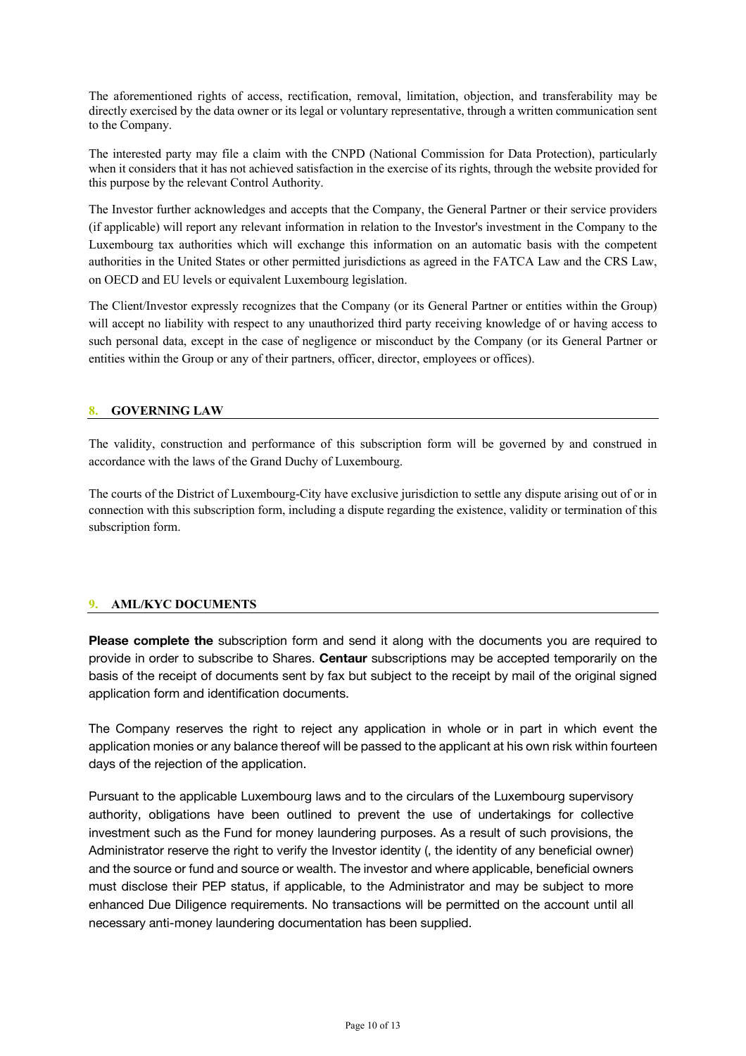The aforementioned rights of access, rectification, removal, limitation, objection, and transferability may be directly exercised by the data owner or its legal or voluntary representative, through a written communication sent to the Company.

The interested party may file a claim with the CNPD (National Commission for Data Protection), particularly when it considers that it has not achieved satisfaction in the exercise of its rights, through the website provided for this purpose by the relevant Control Authority.

The Investor further acknowledges and accepts that the Company, the General Partner or their service providers (if applicable) will report any relevant information in relation to the Investor's investment in the Company to the Luxembourg tax authorities which will exchange this information on an automatic basis with the competent authorities in the United States or other permitted jurisdictions as agreed in the FATCA Law and the CRS Law, on OECD and EU levels or equivalent Luxembourg legislation.

The Client/Investor expressly recognizes that the Company (or its General Partner or entities within the Group) will accept no liability with respect to any unauthorized third party receiving knowledge of or having access to such personal data, except in the case of negligence or misconduct by the Company (or its General Partner or entities within the Group or any of their partners, officer, director, employees or offices).

## 8. GOVERNING LAW

The validity, construction and performance of this subscription form will be governed by and construed in accordance with the laws of the Grand Duchy of Luxembourg.

The courts of the District of Luxembourg-City have exclusive jurisdiction to settle any dispute arising out of or in connection with this subscription form, including a dispute regarding the existence, validity or termination of this subscription form.

## 9. AML/KYC DOCUMENTS

**Please complete the** subscription form and send it along with the documents you are required to provide in order to subscribe to Shares. **Centaur** subscriptions may be accepted temporarily on the basis of the receipt of documents sent by fax but subject to the receipt by mail of the original signed application form and identification documents.

The Company reserves the right to reject any application in whole or in part in which event the application monies or any balance thereof will be passed to the applicant at his own risk within fourteen days of the rejection of the application.

Pursuant to the applicable Luxembourg laws and to the circulars of the Luxembourg supervisory authority, obligations have been outlined to prevent the use of undertakings for collective investment such as the Fund for money laundering purposes. As a result of such provisions, the Administrator reserve the right to verify the Investor identity (, the identity of any beneficial owner) and the source or fund and source or wealth. The investor and where applicable, beneficial owners must disclose their PEP status, if applicable, to the Administrator and may be subject to more enhanced Due Diligence requirements. No transactions will be permitted on the account until all necessary anti-money laundering documentation has been supplied.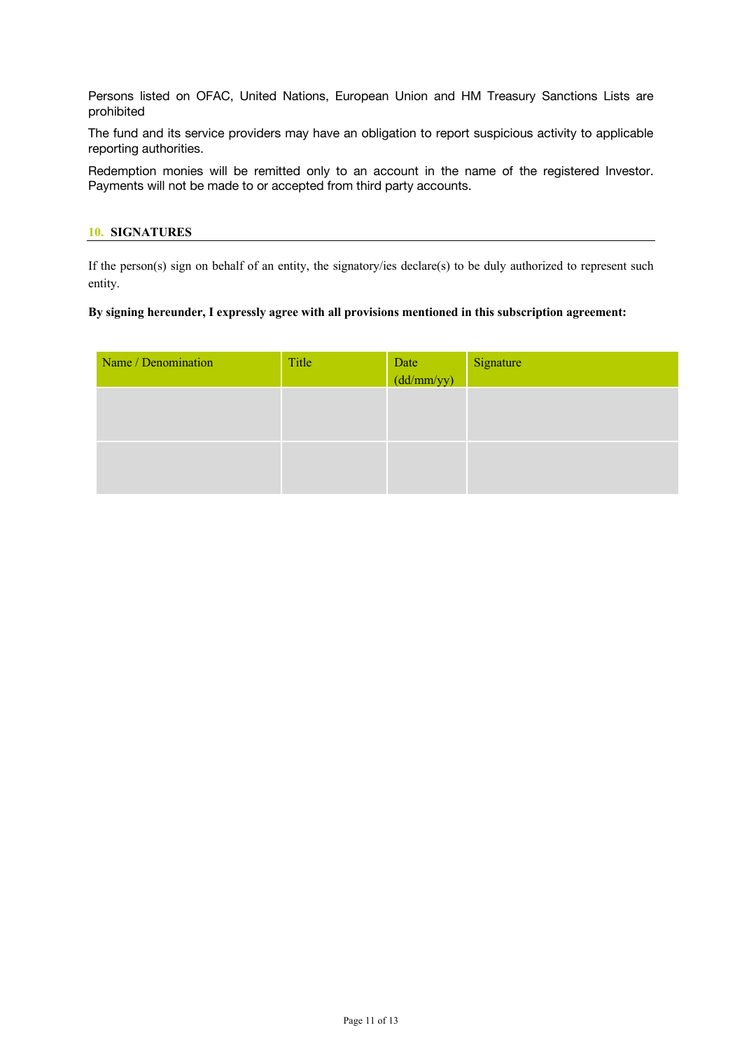Persons listed on OFAC, United Nations, European Union and HM Treasury Sanctions Lists are prohibited

The fund and its service providers may have an obligation to report suspicious activity to applicable reporting authorities.

Redemption monies will be remitted only to an account in the name of the registered Investor. Payments will not be made to or accepted from third party accounts.

## 10. SIGNATURES

If the person(s) sign on behalf of an entity, the signatory/ies declare(s) to be duly authorized to represent such entity.

**By signing hereunder, I expressly agree with all provisions mentioned in this subscription agreement:**

| Name / Denomination | Title | Date (dd/mm/yy) | Signature |
|---|---|---|---|
| | | | |
| | | | |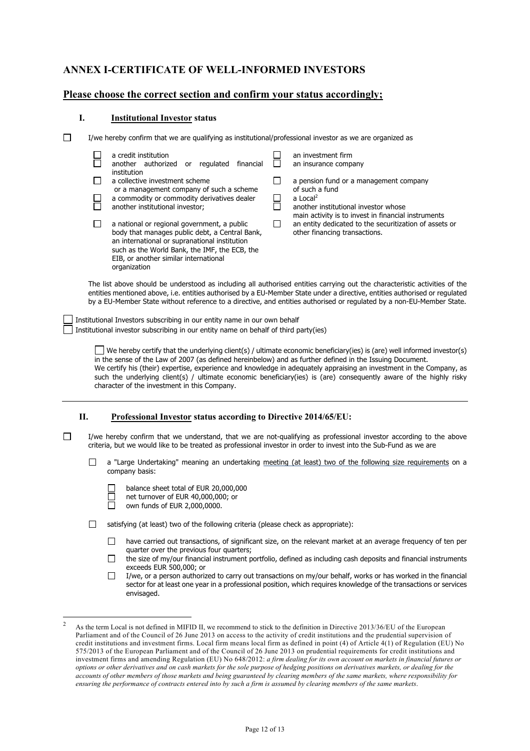## ANNEX I-CERTIFICATE OF WELL-INFORMED INVESTORS

**Please choose the correct section and confirm your status accordingly;**

### I. Institutional Investor status

☐ I/we hereby confirm that we are qualifying as institutional/professional investor as we are organized as

- ☐ a credit institution
- ☐ another authorized or regulated financial institution
- ☐ a collective investment scheme or a management company of such a scheme
- ☐ a commodity or commodity derivatives dealer
- ☐ another institutional investor;
- ☐ a national or regional government, a public body that manages public debt, a Central Bank, an international or supranational institution such as the World Bank, the IMF, the ECB, the EIB, or another similar international organization
- ☐ an investment firm
- ☐ an insurance company
- ☐ a pension fund or a management company of such a fund
- ☐ a Local[2]
- ☐ another institutional investor whose main activity is to invest in financial instruments
- ☐ an entity dedicated to the securitization of assets or other financing transactions.

The list above should be understood as including all authorised entities carrying out the characteristic activities of the entities mentioned above, i.e. entities authorised by a EU-Member State under a directive, entities authorised or regulated by a EU-Member State without reference to a directive, and entities authorised or regulated by a non-EU-Member State.

☐ Institutional Investors subscribing in our entity name in our own behalf

☐ Institutional investor subscribing in our entity name on behalf of third party(ies)

☐ We hereby certify that the underlying client(s) / ultimate economic beneficiary(ies) is (are) well informed investor(s) in the sense of the Law of 2007 (as defined hereinbelow) and as further defined in the Issuing Document. We certify his (their) expertise, experience and knowledge in adequately appraising an investment in the Company, as such the underlying client(s) / ultimate economic beneficiary(ies) is (are) consequently aware of the highly risky character of the investment in this Company.

---

### II. Professional Investor status according to Directive 2014/65/EU:

☐ I/we hereby confirm that we understand, that we are not-qualifying as professional investor according to the above criteria, but we would like to be treated as professional investor in order to invest into the Sub-Fund as we are

- ☐ a "Large Undertaking" meaning an undertaking meeting (at least) two of the following size requirements on a company basis:
  - ☐ balance sheet total of EUR 20,000,000
  - ☐ net turnover of EUR 40,000,000; or
  - ☐ own funds of EUR 2,000,0000.
- ☐ satisfying (at least) two of the following criteria (please check as appropriate):
  - ☐ have carried out transactions, of significant size, on the relevant market at an average frequency of ten per quarter over the previous four quarters;
  - ☐ the size of my/our financial instrument portfolio, defined as including cash deposits and financial instruments exceeds EUR 500,000; or
  - ☐ I/we, or a person authorized to carry out transactions on my/our behalf, works or has worked in the financial sector for at least one year in a professional position, which requires knowledge of the transactions or services envisaged.

---

[2] As the term Local is not defined in MIFID II, we recommend to stick to the definition in Directive 2013/36/EU of the European Parliament and of the Council of 26 June 2013 on access to the activity of credit institutions and the prudential supervision of credit institutions and investment firms. Local firm means local firm as defined in point (4) of Article 4(1) of Regulation (EU) No 575/2013 of the European Parliament and of the Council of 26 June 2013 on prudential requirements for credit institutions and investment firms and amending Regulation (EU) No 648/2012: *a firm dealing for its own account on markets in financial futures or options or other derivatives and on cash markets for the sole purpose of hedging positions on derivatives markets, or dealing for the accounts of other members of those markets and being guaranteed by clearing members of the same markets, where responsibility for ensuring the performance of contracts entered into by such a firm is assumed by clearing members of the same markets*.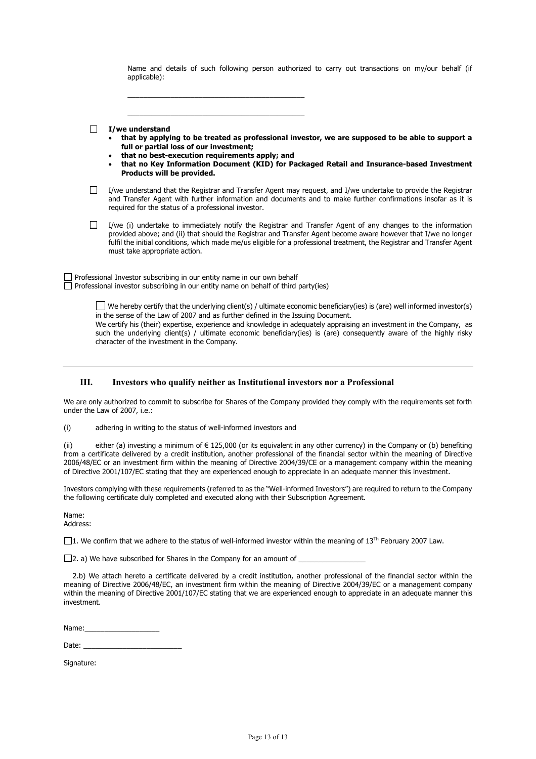Name and details of such following person authorized to carry out transactions on my/our behalf (if applicable):

\_\_\_\_\_\_\_\_\_\_\_\_\_\_\_\_\_\_\_\_\_\_\_\_\_\_\_\_\_\_\_\_\_\_\_\_\_\_\_\_\_\_\_\_

\_\_\_\_\_\_\_\_\_\_\_\_\_\_\_\_\_\_\_\_\_\_\_\_\_\_\_\_\_\_\_\_\_\_\_\_\_\_\_\_\_\_\_\_

☐ **I/we understand**

- **that by applying to be treated as professional investor, we are supposed to be able to support a full or partial loss of our investment;**
- **that no best-execution requirements apply; and**
- **that no Key Information Document (KID) for Packaged Retail and Insurance-based Investment Products will be provided.**

☐ I/we understand that the Registrar and Transfer Agent may request, and I/we undertake to provide the Registrar and Transfer Agent with further information and documents and to make further confirmations insofar as it is required for the status of a professional investor.

☐ I/we (i) undertake to immediately notify the Registrar and Transfer Agent of any changes to the information provided above; and (ii) that should the Registrar and Transfer Agent become aware however that I/we no longer fulfil the initial conditions, which made me/us eligible for a professional treatment, the Registrar and Transfer Agent must take appropriate action.

☐ Professional Investor subscribing in our entity name in our own behalf
☐ Professional investor subscribing in our entity name on behalf of third party(ies)

☐ We hereby certify that the underlying client(s) / ultimate economic beneficiary(ies) is (are) well informed investor(s) in the sense of the Law of 2007 and as further defined in the Issuing Document.
We certify his (their) expertise, experience and knowledge in adequately appraising an investment in the Company, as such the underlying client(s) / ultimate economic beneficiary(ies) is (are) consequently aware of the highly risky character of the investment in the Company.

---

## III. Investors who qualify neither as Institutional investors nor a Professional

We are only authorized to commit to subscribe for Shares of the Company provided they comply with the requirements set forth under the Law of 2007, i.e.:

(i) adhering in writing to the status of well-informed investors and

(ii) either (a) investing a minimum of € 125,000 (or its equivalent in any other currency) in the Company or (b) benefiting from a certificate delivered by a credit institution, another professional of the financial sector within the meaning of Directive 2006/48/EC or an investment firm within the meaning of Directive 2004/39/CE or a management company within the meaning of Directive 2001/107/EC stating that they are experienced enough to appreciate in an adequate manner this investment.

Investors complying with these requirements (referred to as the "Well-informed Investors") are required to return to the Company the following certificate duly completed and executed along with their Subscription Agreement.

Name:
Address:

☐ 1. We confirm that we adhere to the status of well-informed investor within the meaning of 13[Th] February 2007 Law.

☐ 2. a) We have subscribed for Shares in the Company for an amount of \_\_\_\_\_\_\_\_\_\_\_\_\_\_\_\_\_

2.b) We attach hereto a certificate delivered by a credit institution, another professional of the financial sector within the meaning of Directive 2006/48/EC, an investment firm within the meaning of Directive 2004/39/EC or a management company within the meaning of Directive 2001/107/EC stating that we are experienced enough to appreciate in an adequate manner this investment.

Name:\_\_\_\_\_\_\_\_\_\_\_\_\_\_\_\_\_\_\_

Date: \_\_\_\_\_\_\_\_\_\_\_\_\_\_\_\_\_\_\_\_\_\_\_\_\_

Signature: